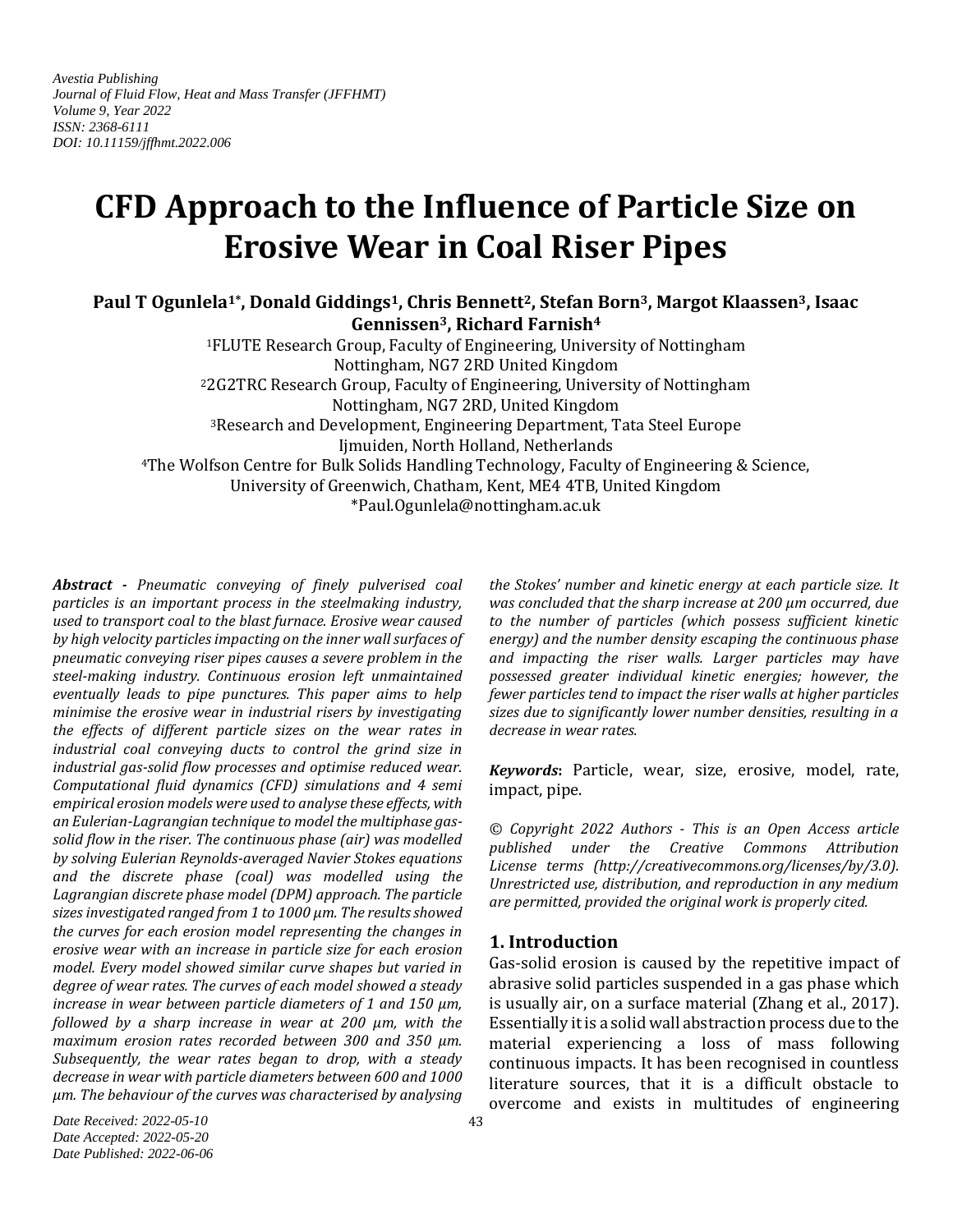Avestia Publishing
Journal of Fluid Flow, Heat and Mass Transfer (JFFHMT)
Volume 9, Year 2022
ISSN: 2368-6111
DOI: 10.11159/jffhmt.2022.006

# CFD Approach to the Influence of Particle Size on Erosive Wear in Coal Riser Pipes

**Paul T Ogunlela[1*], Donald Giddings[1], Chris Bennett[2], Stefan Born[3], Margot Klaassen[3], Isaac Gennissen[3], Richard Farnish[4]**

[1]FLUTE Research Group, Faculty of Engineering, University of Nottingham
Nottingham, NG7 2RD United Kingdom
[2]2G2TRC Research Group, Faculty of Engineering, University of Nottingham
Nottingham, NG7 2RD, United Kingdom
[3]Research and Development, Engineering Department, Tata Steel Europe
Ijmuiden, North Holland, Netherlands
[4]The Wolfson Centre for Bulk Solids Handling Technology, Faculty of Engineering & Science,
University of Greenwich, Chatham, Kent, ME4 4TB, United Kingdom
*Paul.Ogunlela@nottingham.ac.uk

***Abstract -*** *Pneumatic conveying of finely pulverised coal particles is an important process in the steelmaking industry, used to transport coal to the blast furnace. Erosive wear caused by high velocity particles impacting on the inner wall surfaces of pneumatic conveying riser pipes causes a severe problem in the steel-making industry. Continuous erosion left unmaintained eventually leads to pipe punctures. This paper aims to help minimise the erosive wear in industrial risers by investigating the effects of different particle sizes on the wear rates in industrial coal conveying ducts to control the grind size in industrial gas-solid flow processes and optimise reduced wear. Computational fluid dynamics (CFD) simulations and 4 semi empirical erosion models were used to analyse these effects, with an Eulerian-Lagrangian technique to model the multiphase gas-solid flow in the riser. The continuous phase (air) was modelled by solving Eulerian Reynolds-averaged Navier Stokes equations and the discrete phase (coal) was modelled using the Lagrangian discrete phase model (DPM) approach. The particle sizes investigated ranged from 1 to 1000 µm. The results showed the curves for each erosion model representing the changes in erosive wear with an increase in particle size for each erosion model. Every model showed similar curve shapes but varied in degree of wear rates. The curves of each model showed a steady increase in wear between particle diameters of 1 and 150 µm, followed by a sharp increase in wear at 200 µm, with the maximum erosion rates recorded between 300 and 350 µm. Subsequently, the wear rates began to drop, with a steady decrease in wear with particle diameters between 600 and 1000 µm. The behaviour of the curves was characterised by analysing the Stokes' number and kinetic energy at each particle size. It was concluded that the sharp increase at 200 µm occurred, due to the number of particles (which possess sufficient kinetic energy) and the number density escaping the continuous phase and impacting the riser walls. Larger particles may have possessed greater individual kinetic energies; however, the fewer particles tend to impact the riser walls at higher particles sizes due to significantly lower number densities, resulting in a decrease in wear rates.*

***Keywords*****:** Particle, wear, size, erosive, model, rate, impact, pipe.

*© Copyright 2022 Authors - This is an Open Access article published under the Creative Commons Attribution License terms (http://creativecommons.org/licenses/by/3.0). Unrestricted use, distribution, and reproduction in any medium are permitted, provided the original work is properly cited.*

## 1. Introduction

Gas-solid erosion is caused by the repetitive impact of abrasive solid particles suspended in a gas phase which is usually air, on a surface material (Zhang et al., 2017). Essentially it is a solid wall abstraction process due to the material experiencing a loss of mass following continuous impacts. It has been recognised in countless literature sources, that it is a difficult obstacle to overcome and exists in multitudes of engineering

*Date Received: 2022-05-10*
*Date Accepted: 2022-05-20*
*Date Published: 2022-06-06*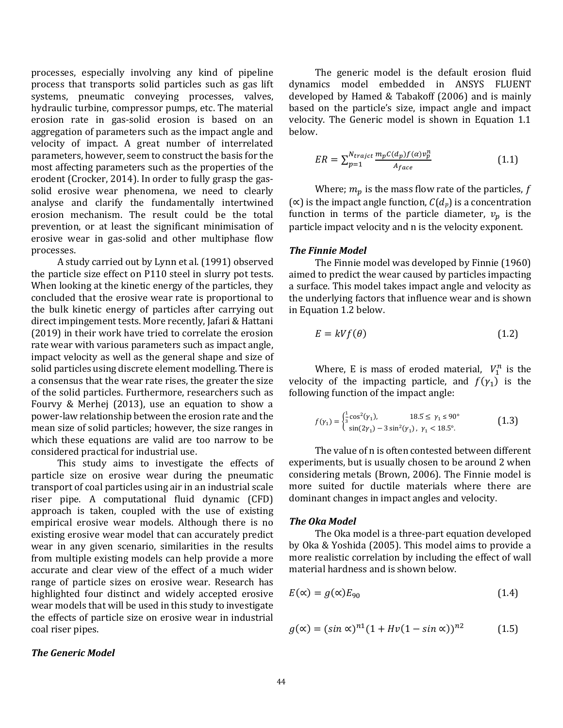processes, especially involving any kind of pipeline process that transports solid particles such as gas lift systems, pneumatic conveying processes, valves, hydraulic turbine, compressor pumps, etc. The material erosion rate in gas-solid erosion is based on an aggregation of parameters such as the impact angle and velocity of impact. A great number of interrelated parameters, however, seem to construct the basis for the most affecting parameters such as the properties of the erodent (Crocker, 2014). In order to fully grasp the gas-solid erosive wear phenomena, we need to clearly analyse and clarify the fundamentally intertwined erosion mechanism. The result could be the total prevention, or at least the significant minimisation of erosive wear in gas-solid and other multiphase flow processes.

A study carried out by Lynn et al. (1991) observed the particle size effect on P110 steel in slurry pot tests. When looking at the kinetic energy of the particles, they concluded that the erosive wear rate is proportional to the bulk kinetic energy of particles after carrying out direct impingement tests. More recently, Jafari & Hattani (2019) in their work have tried to correlate the erosion rate wear with various parameters such as impact angle, impact velocity as well as the general shape and size of solid particles using discrete element modelling. There is a consensus that the wear rate rises, the greater the size of the solid particles. Furthermore, researchers such as Fourvy & Merhej (2013), use an equation to show a power-law relationship between the erosion rate and the mean size of solid particles; however, the size ranges in which these equations are valid are too narrow to be considered practical for industrial use.

This study aims to investigate the effects of particle size on erosive wear during the pneumatic transport of coal particles using air in an industrial scale riser pipe. A computational fluid dynamic (CFD) approach is taken, coupled with the use of existing empirical erosive wear models. Although there is no existing erosive wear model that can accurately predict wear in any given scenario, similarities in the results from multiple existing models can help provide a more accurate and clear view of the effect of a much wider range of particle sizes on erosive wear. Research has highlighted four distinct and widely accepted erosive wear models that will be used in this study to investigate the effects of particle size on erosive wear in industrial coal riser pipes.

***The Generic Model***

The generic model is the default erosion fluid dynamics model embedded in ANSYS FLUENT developed by Hamed & Tabakoff (2006) and is mainly based on the particle's size, impact angle and impact velocity. The Generic model is shown in Equation 1.1 below.

$$ER = \sum_{p=1}^{N_{trajct}} \frac{m_p C(d_p) f(\alpha) v_p^n}{A_{face}} \tag{1.1}$$

Where; $m_p$ is the mass flow rate of the particles, $f(\propto)$ is the impact angle function, $C(d_p)$ is a concentration function in terms of the particle diameter, $v_p$ is the particle impact velocity and n is the velocity exponent.

***The Finnie Model***

The Finnie model was developed by Finnie (1960) aimed to predict the wear caused by particles impacting a surface. This model takes impact angle and velocity as the underlying factors that influence wear and is shown in Equation 1.2 below.

$$E = kVf(\theta) \tag{1.2}$$

Where, E is mass of eroded material, $V_1^n$ is the velocity of the impacting particle, and $f(\gamma_1)$ is the following function of the impact angle:

$$f(\gamma_1) = \begin{cases} \frac{1}{3}\cos^2(\gamma_1), & 18.5^\circ \leq \gamma_1 \leq 90^\circ \\ \sin(2\gamma_1) - 3\sin^2(\gamma_1), & \gamma_1 < 18.5^\circ. \end{cases} \tag{1.3}$$

The value of n is often contested between different experiments, but is usually chosen to be around 2 when considering metals (Brown, 2006). The Finnie model is more suited for ductile materials where there are dominant changes in impact angles and velocity.

***The Oka Model***

The Oka model is a three-part equation developed by Oka & Yoshida (2005). This model aims to provide a more realistic correlation by including the effect of wall material hardness and is shown below.

$$E(\propto) = g(\propto)E_{90} \tag{1.4}$$

$$g(\propto) = (\sin\propto)^{n1}(1 + Hv(1 - \sin\propto))^{n2} \tag{1.5}$$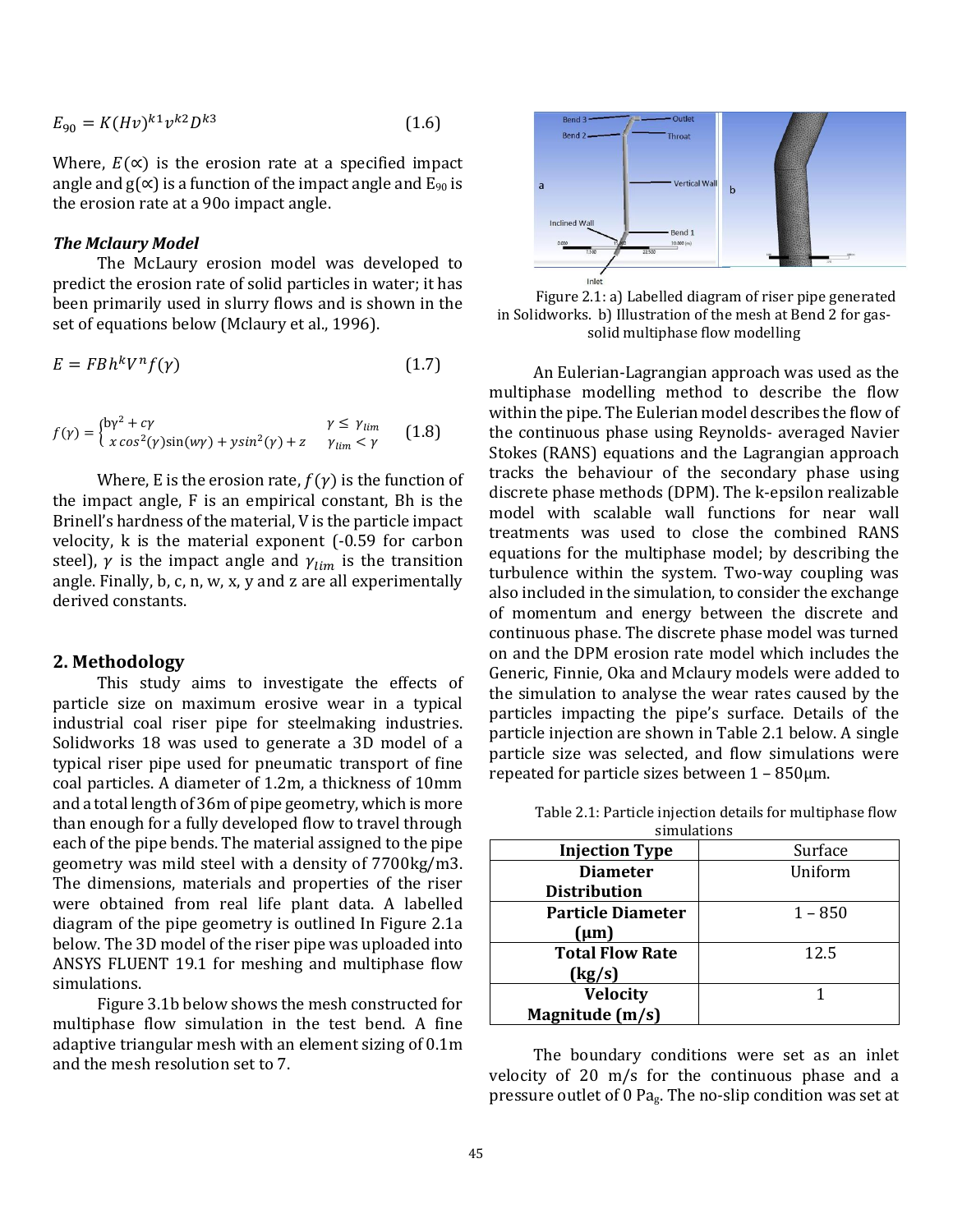$$E_{90} = K(Hv)^{k1}v^{k2}D^{k3} \tag{1.6}$$

Where, $E(\propto)$ is the erosion rate at a specified impact angle and $g(\propto)$ is a function of the impact angle and $E_{90}$ is the erosion rate at a 90o impact angle.

***The Mclaury Model***

The McLaury erosion model was developed to predict the erosion rate of solid particles in water; it has been primarily used in slurry flows and is shown in the set of equations below (Mclaury et al., 1996).

$$E = FBh^kV^nf(\gamma) \tag{1.7}$$

$$f(\gamma) = \begin{cases} b\gamma^2 + c\gamma & \gamma \leq \gamma_{lim} \\ x\cos^2(\gamma)\sin(w\gamma) + y\sin^2(\gamma) + z & \gamma_{lim} < \gamma \end{cases} \tag{1.8}$$

Where, E is the erosion rate, $f(\gamma)$ is the function of the impact angle, F is an empirical constant, Bh is the Brinell's hardness of the material, V is the particle impact velocity, k is the material exponent (-0.59 for carbon steel), $\gamma$ is the impact angle and $\gamma_{lim}$ is the transition angle. Finally, b, c, n, w, x, y and z are all experimentally derived constants.

## 2. Methodology

This study aims to investigate the effects of particle size on maximum erosive wear in a typical industrial coal riser pipe for steelmaking industries. Solidworks 18 was used to generate a 3D model of a typical riser pipe used for pneumatic transport of fine coal particles. A diameter of 1.2m, a thickness of 10mm and a total length of 36m of pipe geometry, which is more than enough for a fully developed flow to travel through each of the pipe bends. The material assigned to the pipe geometry was mild steel with a density of 7700kg/m3. The dimensions, materials and properties of the riser were obtained from real life plant data. A labelled diagram of the pipe geometry is outlined In Figure 2.1a below. The 3D model of the riser pipe was uploaded into ANSYS FLUENT 19.1 for meshing and multiphase flow simulations.

Figure 3.1b below shows the mesh constructed for multiphase flow simulation in the test bend. A fine adaptive triangular mesh with an element sizing of 0.1m and the mesh resolution set to 7.

Figure 2.1: a) Labelled diagram of riser pipe generated in Solidworks. b) Illustration of the mesh at Bend 2 for gas-solid multiphase flow modelling

An Eulerian-Lagrangian approach was used as the multiphase modelling method to describe the flow within the pipe. The Eulerian model describes the flow of the continuous phase using Reynolds- averaged Navier Stokes (RANS) equations and the Lagrangian approach tracks the behaviour of the secondary phase using discrete phase methods (DPM). The k-epsilon realizable model with scalable wall functions for near wall treatments was used to close the combined RANS equations for the multiphase model; by describing the turbulence within the system. Two-way coupling was also included in the simulation, to consider the exchange of momentum and energy between the discrete and continuous phase. The discrete phase model was turned on and the DPM erosion rate model which includes the Generic, Finnie, Oka and Mclaury models were added to the simulation to analyse the wear rates caused by the particles impacting the pipe's surface. Details of the particle injection are shown in Table 2.1 below. A single particle size was selected, and flow simulations were repeated for particle sizes between 1 – 850μm.

Table 2.1: Particle injection details for multiphase flow simulations

| | |
|---|---|
| **Injection Type** | Surface |
| **Diameter Distribution** | Uniform |
| **Particle Diameter (μm)** | 1 – 850 |
| **Total Flow Rate (kg/s)** | 12.5 |
| **Velocity Magnitude (m/s)** | 1 |

The boundary conditions were set as an inlet velocity of 20 m/s for the continuous phase and a pressure outlet of 0 $Pa_g$. The no-slip condition was set at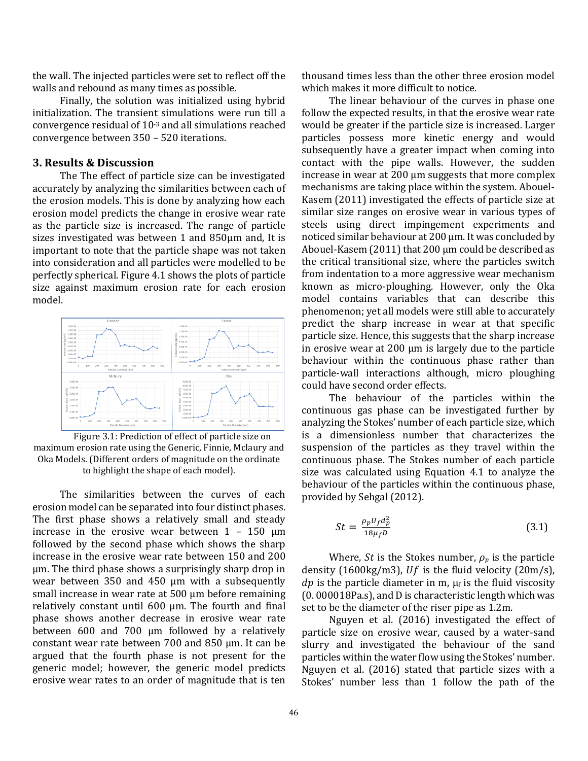the wall. The injected particles were set to reflect off the walls and rebound as many times as possible.

Finally, the solution was initialized using hybrid initialization. The transient simulations were run till a convergence residual of $10^{-3}$ and all simulations reached convergence between 350 – 520 iterations.

## 3. Results & Discussion

The The effect of particle size can be investigated accurately by analyzing the similarities between each of the erosion models. This is done by analyzing how each erosion model predicts the change in erosive wear rate as the particle size is increased. The range of particle sizes investigated was between 1 and 850μm and, It is important to note that the particle shape was not taken into consideration and all particles were modelled to be perfectly spherical. Figure 4.1 shows the plots of particle size against maximum erosion rate for each erosion model.

Figure 3.1: Prediction of effect of particle size on maximum erosion rate using the Generic, Finnie, Mclaury and Oka Models. (Different orders of magnitude on the ordinate to highlight the shape of each model).

The similarities between the curves of each erosion model can be separated into four distinct phases. The first phase shows a relatively small and steady increase in the erosive wear between 1 – 150 μm followed by the second phase which shows the sharp increase in the erosive wear rate between 150 and 200 μm. The third phase shows a surprisingly sharp drop in wear between 350 and 450 μm with a subsequently small increase in wear rate at 500 μm before remaining relatively constant until 600 μm. The fourth and final phase shows another decrease in erosive wear rate between 600 and 700 μm followed by a relatively constant wear rate between 700 and 850 μm. It can be argued that the fourth phase is not present for the generic model; however, the generic model predicts erosive wear rates to an order of magnitude that is ten thousand times less than the other three erosion model which makes it more difficult to notice.

The linear behaviour of the curves in phase one follow the expected results, in that the erosive wear rate would be greater if the particle size is increased. Larger particles possess more kinetic energy and would subsequently have a greater impact when coming into contact with the pipe walls. However, the sudden increase in wear at 200 μm suggests that more complex mechanisms are taking place within the system. Abouel-Kasem (2011) investigated the effects of particle size at similar size ranges on erosive wear in various types of steels using direct impingement experiments and noticed similar behaviour at 200 μm. It was concluded by Abouel-Kasem (2011) that 200 μm could be described as the critical transitional size, where the particles switch from indentation to a more aggressive wear mechanism known as micro-ploughing. However, only the Oka model contains variables that can describe this phenomenon; yet all models were still able to accurately predict the sharp increase in wear at that specific particle size. Hence, this suggests that the sharp increase in erosive wear at 200 μm is largely due to the particle behaviour within the continuous phase rather than particle-wall interactions although, micro ploughing could have second order effects.

The behaviour of the particles within the continuous gas phase can be investigated further by analyzing the Stokes' number of each particle size, which is a dimensionless number that characterizes the suspension of the particles as they travel within the continuous phase. The Stokes number of each particle size was calculated using Equation 4.1 to analyze the behaviour of the particles within the continuous phase, provided by Sehgal (2012).

$$St = \frac{\rho_p U_f d_p^2}{18 \mu_f D} \tag{3.1}$$

Where, $St$ is the Stokes number, $\rho_p$ is the particle density (1600kg/m3), $Uf$ is the fluid velocity (20m/s), $dp$ is the particle diameter in m, $\mu_f$ is the fluid viscosity (0. 000018Pa.s), and D is characteristic length which was set to be the diameter of the riser pipe as 1.2m.

Nguyen et al. (2016) investigated the effect of particle size on erosive wear, caused by a water-sand slurry and investigated the behaviour of the sand particles within the water flow using the Stokes' number. Nguyen et al. (2016) stated that particle sizes with a Stokes' number less than 1 follow the path of the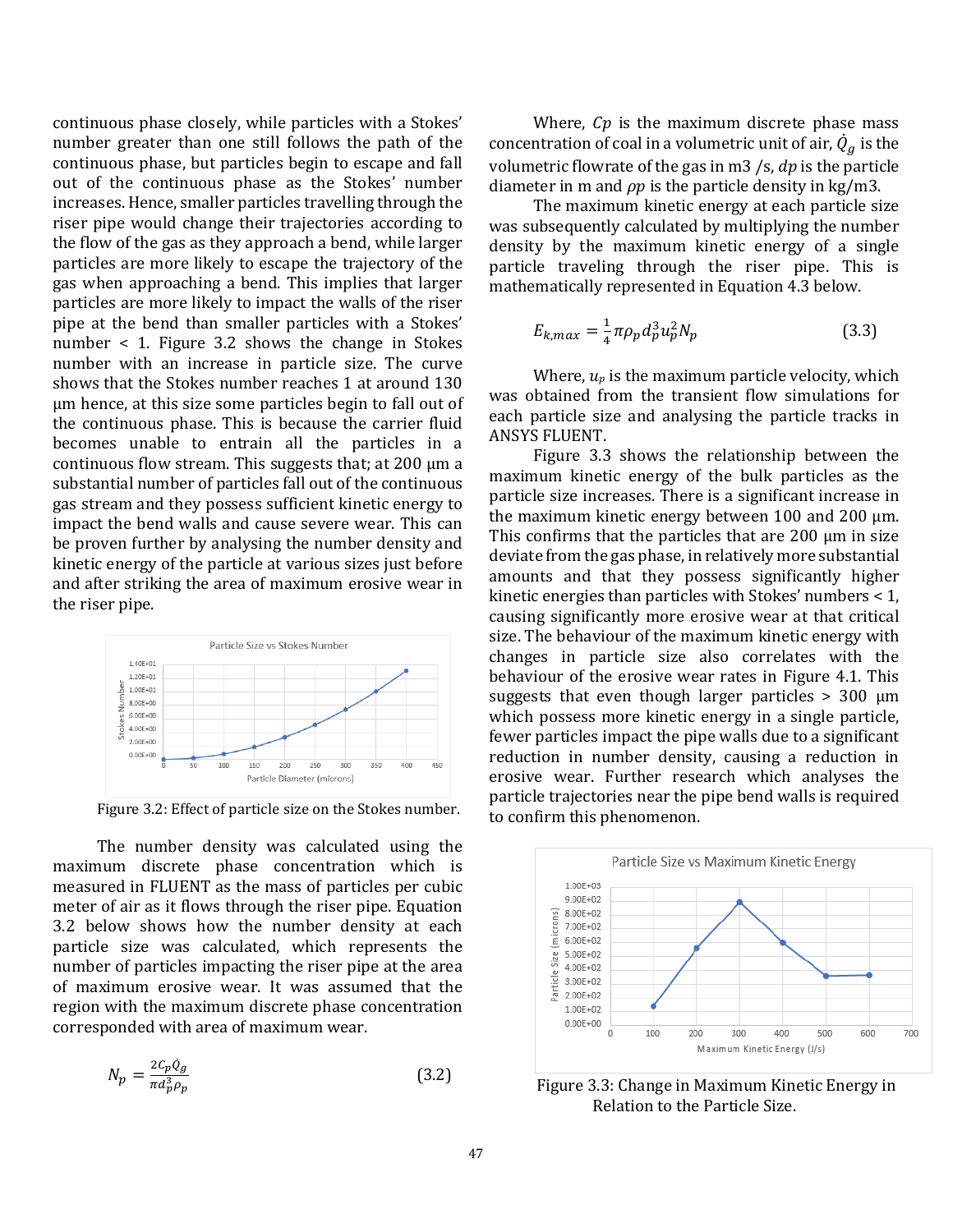continuous phase closely, while particles with a Stokes' number greater than one still follows the path of the continuous phase, but particles begin to escape and fall out of the continuous phase as the Stokes' number increases. Hence, smaller particles travelling through the riser pipe would change their trajectories according to the flow of the gas as they approach a bend, while larger particles are more likely to escape the trajectory of the gas when approaching a bend. This implies that larger particles are more likely to impact the walls of the riser pipe at the bend than smaller particles with a Stokes' number < 1. Figure 3.2 shows the change in Stokes number with an increase in particle size. The curve shows that the Stokes number reaches 1 at around 130 µm hence, at this size some particles begin to fall out of the continuous phase. This is because the carrier fluid becomes unable to entrain all the particles in a continuous flow stream. This suggests that; at 200 µm a substantial number of particles fall out of the continuous gas stream and they possess sufficient kinetic energy to impact the bend walls and cause severe wear. This can be proven further by analysing the number density and kinetic energy of the particle at various sizes just before and after striking the area of maximum erosive wear in the riser pipe.

Figure 3.2: Effect of particle size on the Stokes number.

The number density was calculated using the maximum discrete phase concentration which is measured in FLUENT as the mass of particles per cubic meter of air as it flows through the riser pipe. Equation 3.2 below shows how the number density at each particle size was calculated, which represents the number of particles impacting the riser pipe at the area of maximum erosive wear. It was assumed that the region with the maximum discrete phase concentration corresponded with area of maximum wear.

$$N_p = \frac{2C_p\dot{Q}_g}{\pi d_p^3 \rho_p} \tag{3.2}$$

Where, $Cp$ is the maximum discrete phase mass concentration of coal in a volumetric unit of air, $\dot{Q}_g$ is the volumetric flowrate of the gas in m3 /s, $dp$ is the particle diameter in m and $\rho p$ is the particle density in kg/m3.

The maximum kinetic energy at each particle size was subsequently calculated by multiplying the number density by the maximum kinetic energy of a single particle traveling through the riser pipe. This is mathematically represented in Equation 4.3 below.

$$E_{k,max} = \frac{1}{4}\pi\rho_p d_p^3 u_p^2 N_p \tag{3.3}$$

Where, $u_p$ is the maximum particle velocity, which was obtained from the transient flow simulations for each particle size and analysing the particle tracks in ANSYS FLUENT.

Figure 3.3 shows the relationship between the maximum kinetic energy of the bulk particles as the particle size increases. There is a significant increase in the maximum kinetic energy between 100 and 200 µm. This confirms that the particles that are 200 µm in size deviate from the gas phase, in relatively more substantial amounts and that they possess significantly higher kinetic energies than particles with Stokes' numbers < 1, causing significantly more erosive wear at that critical size. The behaviour of the maximum kinetic energy with changes in particle size also correlates with the behaviour of the erosive wear rates in Figure 4.1. This suggests that even though larger particles > 300 µm which possess more kinetic energy in a single particle, fewer particles impact the pipe walls due to a significant reduction in number density, causing a reduction in erosive wear. Further research which analyses the particle trajectories near the pipe bend walls is required to confirm this phenomenon.

Figure 3.3: Change in Maximum Kinetic Energy in Relation to the Particle Size.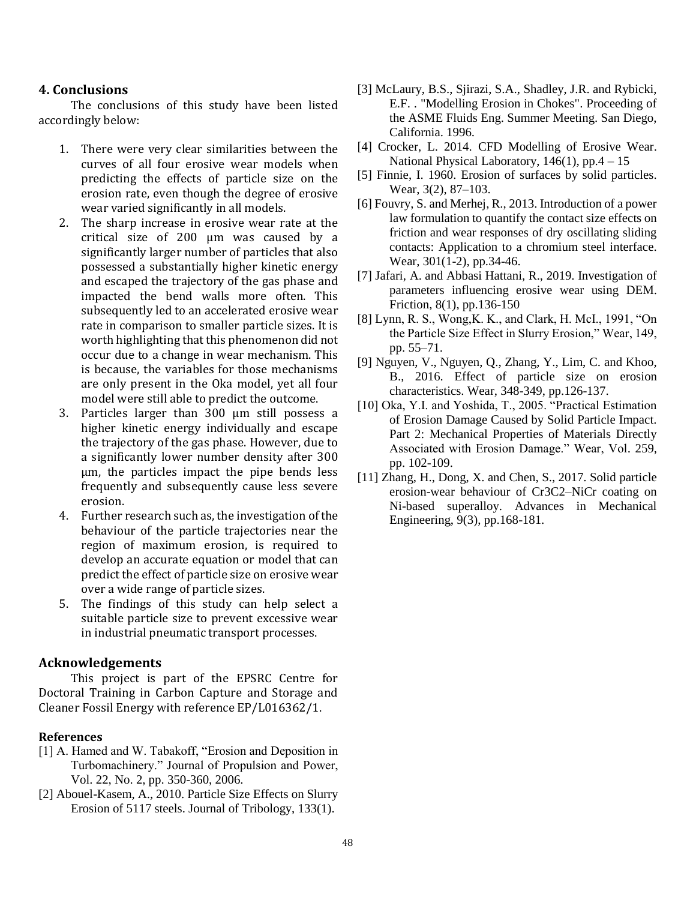## 4. Conclusions

The conclusions of this study have been listed accordingly below:

1. There were very clear similarities between the curves of all four erosive wear models when predicting the effects of particle size on the erosion rate, even though the degree of erosive wear varied significantly in all models.
2. The sharp increase in erosive wear rate at the critical size of 200 μm was caused by a significantly larger number of particles that also possessed a substantially higher kinetic energy and escaped the trajectory of the gas phase and impacted the bend walls more often. This subsequently led to an accelerated erosive wear rate in comparison to smaller particle sizes. It is worth highlighting that this phenomenon did not occur due to a change in wear mechanism. This is because, the variables for those mechanisms are only present in the Oka model, yet all four model were still able to predict the outcome.
3. Particles larger than 300 μm still possess a higher kinetic energy individually and escape the trajectory of the gas phase. However, due to a significantly lower number density after 300 μm, the particles impact the pipe bends less frequently and subsequently cause less severe erosion.
4. Further research such as, the investigation of the behaviour of the particle trajectories near the region of maximum erosion, is required to develop an accurate equation or model that can predict the effect of particle size on erosive wear over a wide range of particle sizes.
5. The findings of this study can help select a suitable particle size to prevent excessive wear in industrial pneumatic transport processes.

## Acknowledgements

This project is part of the EPSRC Centre for Doctoral Training in Carbon Capture and Storage and Cleaner Fossil Energy with reference EP/L016362/1.

## References

[1] A. Hamed and W. Tabakoff, "Erosion and Deposition in Turbomachinery." Journal of Propulsion and Power, Vol. 22, No. 2, pp. 350-360, 2006.

[2] Abouel-Kasem, A., 2010. Particle Size Effects on Slurry Erosion of 5117 steels. Journal of Tribology, 133(1).

[3] McLaury, B.S., Sjirazi, S.A., Shadley, J.R. and Rybicki, E.F. . "Modelling Erosion in Chokes". Proceeding of the ASME Fluids Eng. Summer Meeting. San Diego, California. 1996.

[4] Crocker, L. 2014. CFD Modelling of Erosive Wear. National Physical Laboratory, 146(1), pp.4 – 15

[5] Finnie, I. 1960. Erosion of surfaces by solid particles. Wear, 3(2), 87–103.

[6] Fouvry, S. and Merhej, R., 2013. Introduction of a power law formulation to quantify the contact size effects on friction and wear responses of dry oscillating sliding contacts: Application to a chromium steel interface. Wear, 301(1-2), pp.34-46.

[7] Jafari, A. and Abbasi Hattani, R., 2019. Investigation of parameters influencing erosive wear using DEM. Friction, 8(1), pp.136-150

[8] Lynn, R. S., Wong,K. K., and Clark, H. McI., 1991, "On the Particle Size Effect in Slurry Erosion," Wear, 149, pp. 55–71.

[9] Nguyen, V., Nguyen, Q., Zhang, Y., Lim, C. and Khoo, B., 2016. Effect of particle size on erosion characteristics. Wear, 348-349, pp.126-137.

[10] Oka, Y.I. and Yoshida, T., 2005. "Practical Estimation of Erosion Damage Caused by Solid Particle Impact. Part 2: Mechanical Properties of Materials Directly Associated with Erosion Damage." Wear, Vol. 259, pp. 102-109.

[11] Zhang, H., Dong, X. and Chen, S., 2017. Solid particle erosion-wear behaviour of $Cr_3C_2$–NiCr coating on Ni-based superalloy. Advances in Mechanical Engineering, 9(3), pp.168-181.